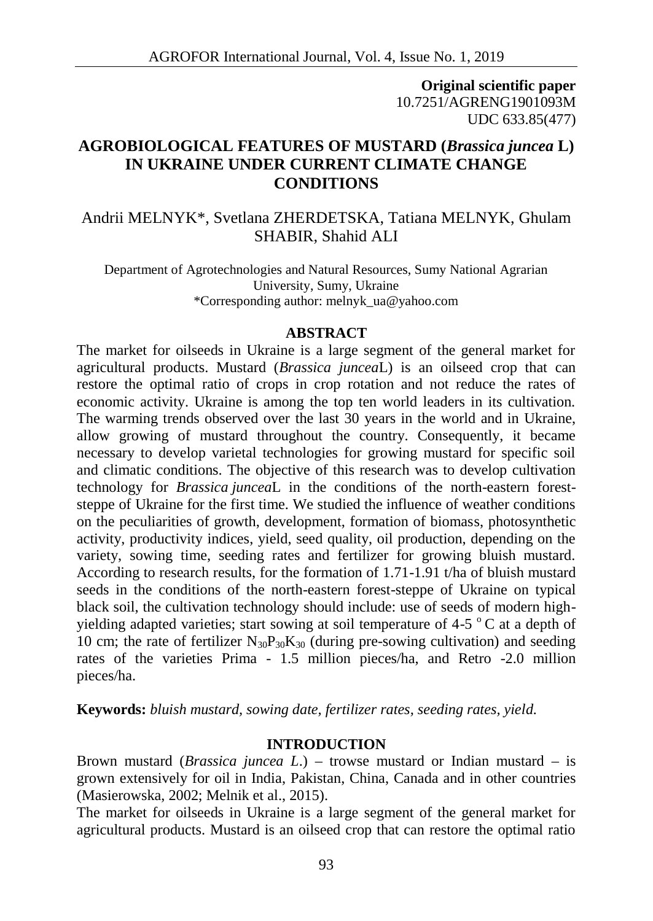**Original scientific paper**
10.7251/AGRENG1901093M
UDC 633.85(477)

# AGROBIOLOGICAL FEATURES OF MUSTARD (*Brassica juncea* L) IN UKRAINE UNDER CURRENT CLIMATE CHANGE CONDITIONS

Andrii MELNYK*, Svetlana ZHERDETSKA, Tatiana MELNYK, Ghulam SHABIR, Shahid ALI

Department of Agrotechnologies and Natural Resources, Sumy National Agrarian University, Sumy, Ukraine
*Corresponding author: melnyk_ua@yahoo.com

## ABSTRACT

The market for oilseeds in Ukraine is a large segment of the general market for agricultural products. Mustard (*Brassica juncea*L) is an oilseed crop that can restore the optimal ratio of crops in crop rotation and not reduce the rates of economic activity. Ukraine is among the top ten world leaders in its cultivation. The warming trends observed over the last 30 years in the world and in Ukraine, allow growing of mustard throughout the country. Consequently, it became necessary to develop varietal technologies for growing mustard for specific soil and climatic conditions. The objective of this research was to develop cultivation technology for *Brassica juncea*L in the conditions of the north-eastern forest-steppe of Ukraine for the first time. We studied the influence of weather conditions on the peculiarities of growth, development, formation of biomass, photosynthetic activity, productivity indices, yield, seed quality, oil production, depending on the variety, sowing time, seeding rates and fertilizer for growing bluish mustard. According to research results, for the formation of 1.71-1.91 t/ha of bluish mustard seeds in the conditions of the north-eastern forest-steppe of Ukraine on typical black soil, the cultivation technology should include: use of seeds of modern high-yielding adapted varieties; start sowing at soil temperature of 4-5 °C at a depth of 10 cm; the rate of fertilizer $N_{30}P_{30}K_{30}$ (during pre-sowing cultivation) and seeding rates of the varieties Prima - 1.5 million pieces/ha, and Retro -2.0 million pieces/ha.

**Keywords:** *bluish mustard, sowing date, fertilizer rates, seeding rates, yield.*

## INTRODUCTION

Brown mustard (*Brassica juncea L.*) – trowse mustard or Indian mustard – is grown extensively for oil in India, Pakistan, China, Canada and in other countries (Masierowska, 2002; Melnik et al., 2015).

The market for oilseeds in Ukraine is a large segment of the general market for agricultural products. Mustard is an oilseed crop that can restore the optimal ratio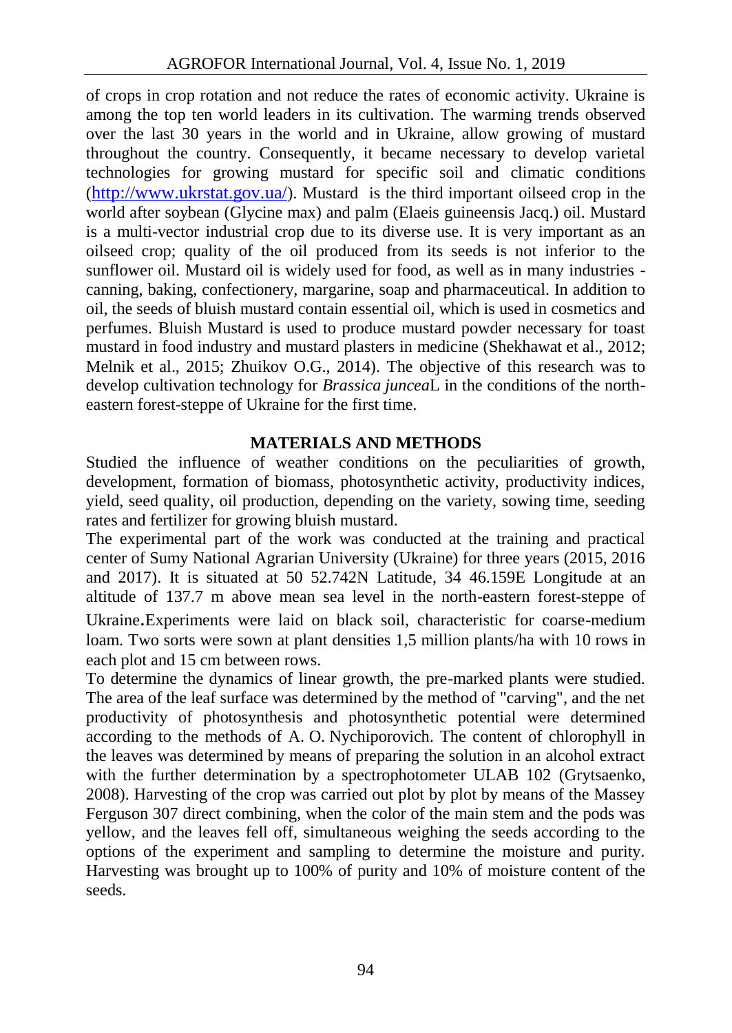of crops in crop rotation and not reduce the rates of economic activity. Ukraine is among the top ten world leaders in its cultivation. The warming trends observed over the last 30 years in the world and in Ukraine, allow growing of mustard throughout the country. Consequently, it became necessary to develop varietal technologies for growing mustard for specific soil and climatic conditions (http://www.ukrstat.gov.ua/). Mustard is the third important oilseed crop in the world after soybean (Glycine max) and palm (Elaeis guineensis Jacq.) oil. Mustard is a multi-vector industrial crop due to its diverse use. It is very important as an oilseed crop; quality of the oil produced from its seeds is not inferior to the sunflower oil. Mustard oil is widely used for food, as well as in many industries - canning, baking, confectionery, margarine, soap and pharmaceutical. In addition to oil, the seeds of bluish mustard contain essential oil, which is used in cosmetics and perfumes. Bluish Mustard is used to produce mustard powder necessary for toast mustard in food industry and mustard plasters in medicine (Shekhawat et al., 2012; Melnik et al., 2015; Zhuikov O.G., 2014). The objective of this research was to develop cultivation technology for *Brassica juncea*L in the conditions of the north-eastern forest-steppe of Ukraine for the first time.

## MATERIALS AND METHODS

Studied the influence of weather conditions on the peculiarities of growth, development, formation of biomass, photosynthetic activity, productivity indices, yield, seed quality, oil production, depending on the variety, sowing time, seeding rates and fertilizer for growing bluish mustard.

The experimental part of the work was conducted at the training and practical center of Sumy National Agrarian University (Ukraine) for three years (2015, 2016 and 2017). It is situated at 50 52.742N Latitude, 34 46.159E Longitude at an altitude of 137.7 m above mean sea level in the north-eastern forest-steppe of Ukraine.Experiments were laid on black soil, characteristic for coarse-medium loam. Two sorts were sown at plant densities 1,5 million plants/ha with 10 rows in each plot and 15 cm between rows.

To determine the dynamics of linear growth, the pre-marked plants were studied. The area of the leaf surface was determined by the method of "carving", and the net productivity of photosynthesis and photosynthetic potential were determined according to the methods of A. O. Nychiporovich. The content of chlorophyll in the leaves was determined by means of preparing the solution in an alcohol extract with the further determination by a spectrophotometer ULAB 102 (Grytsaenko, 2008). Harvesting of the crop was carried out plot by plot by means of the Massey Ferguson 307 direct combining, when the color of the main stem and the pods was yellow, and the leaves fell off, simultaneous weighing the seeds according to the options of the experiment and sampling to determine the moisture and purity. Harvesting was brought up to 100% of purity and 10% of moisture content of the seeds.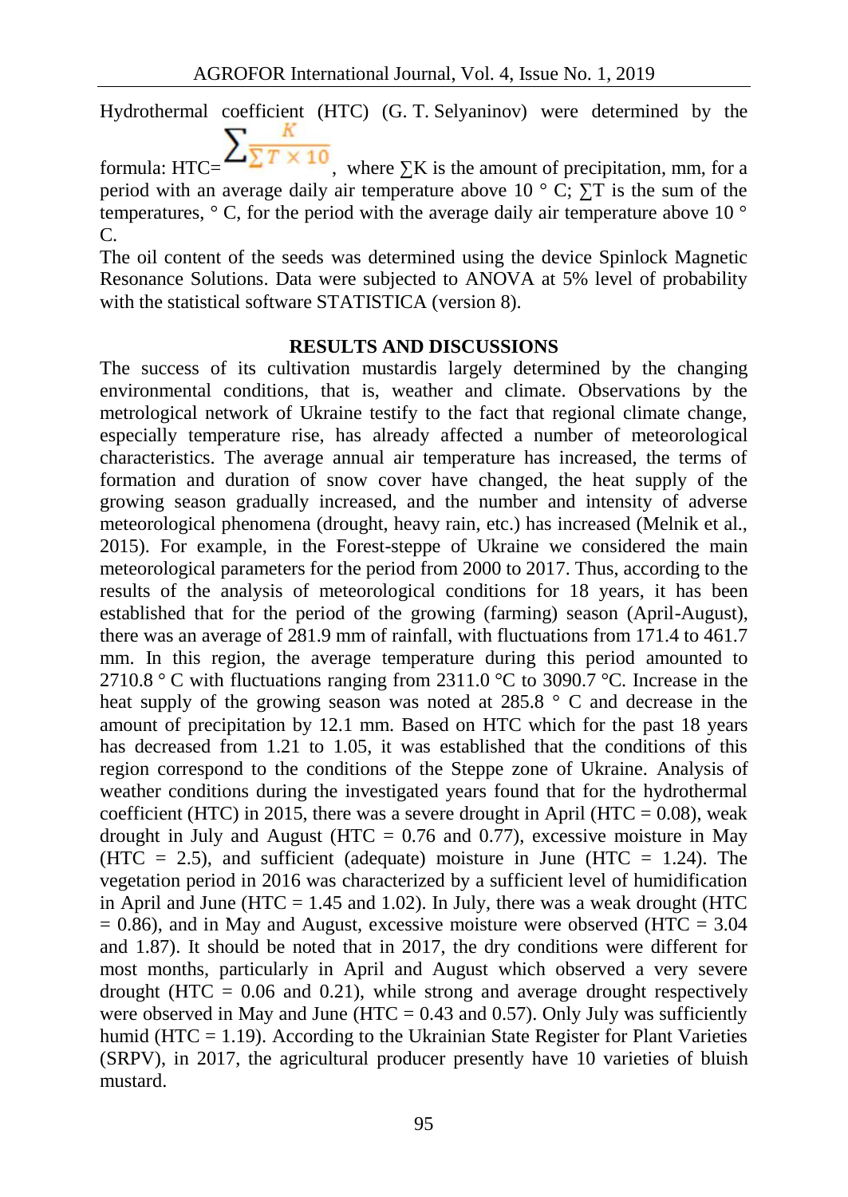Hydrothermal coefficient (HTC) (G. T. Selyaninov) were determined by the formula: $HTC=\sum\frac{K}{\sum T \times 10}$, where $\sum K$ is the amount of precipitation, mm, for a period with an average daily air temperature above 10 ° C; $\sum T$ is the sum of the temperatures, ° C, for the period with the average daily air temperature above 10 ° C.

The oil content of the seeds was determined using the device Spinlock Magnetic Resonance Solutions. Data were subjected to ANOVA at 5% level of probability with the statistical software STATISTICA (version 8).

## RESULTS AND DISCUSSIONS

The success of its cultivation mustardis largely determined by the changing environmental conditions, that is, weather and climate. Observations by the metrological network of Ukraine testify to the fact that regional climate change, especially temperature rise, has already affected a number of meteorological characteristics. The average annual air temperature has increased, the terms of formation and duration of snow cover have changed, the heat supply of the growing season gradually increased, and the number and intensity of adverse meteorological phenomena (drought, heavy rain, etc.) has increased (Melnik et al., 2015). For example, in the Forest-steppe of Ukraine we considered the main meteorological parameters for the period from 2000 to 2017. Thus, according to the results of the analysis of meteorological conditions for 18 years, it has been established that for the period of the growing (farming) season (April-August), there was an average of 281.9 mm of rainfall, with fluctuations from 171.4 to 461.7 mm. In this region, the average temperature during this period amounted to 2710.8 ° C with fluctuations ranging from 2311.0 °C to 3090.7 °C. Increase in the heat supply of the growing season was noted at 285.8 ° C and decrease in the amount of precipitation by 12.1 mm. Based on HTC which for the past 18 years has decreased from 1.21 to 1.05, it was established that the conditions of this region correspond to the conditions of the Steppe zone of Ukraine. Analysis of weather conditions during the investigated years found that for the hydrothermal coefficient (HTC) in 2015, there was a severe drought in April (HTC = 0.08), weak drought in July and August (HTC = 0.76 and 0.77), excessive moisture in May (HTC = 2.5), and sufficient (adequate) moisture in June (HTC = 1.24). The vegetation period in 2016 was characterized by a sufficient level of humidification in April and June (HTC = 1.45 and 1.02). In July, there was a weak drought (HTC = 0.86), and in May and August, excessive moisture were observed (HTC = 3.04 and 1.87). It should be noted that in 2017, the dry conditions were different for most months, particularly in April and August which observed a very severe drought (HTC = 0.06 and 0.21), while strong and average drought respectively were observed in May and June (HTC = 0.43 and 0.57). Only July was sufficiently humid (HTC = 1.19). According to the Ukrainian State Register for Plant Varieties (SRPV), in 2017, the agricultural producer presently have 10 varieties of bluish mustard.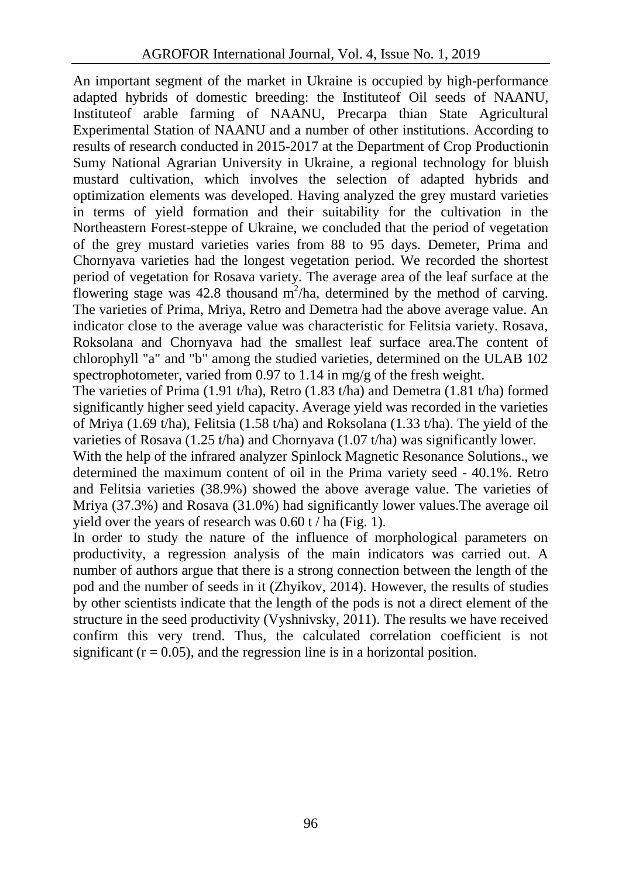An important segment of the market in Ukraine is occupied by high-performance adapted hybrids of domestic breeding: the Instituteof Oil seeds of NAANU, Instituteof arable farming of NAANU, Precarpa thian State Agricultural Experimental Station of NAANU and a number of other institutions. According to results of research conducted in 2015-2017 at the Department of Crop Productionin Sumy National Agrarian University in Ukraine, a regional technology for bluish mustard cultivation, which involves the selection of adapted hybrids and optimization elements was developed. Having analyzed the grey mustard varieties in terms of yield formation and their suitability for the cultivation in the Northeastern Forest-steppe of Ukraine, we concluded that the period of vegetation of the grey mustard varieties varies from 88 to 95 days. Demeter, Prima and Chornyava varieties had the longest vegetation period. We recorded the shortest period of vegetation for Rosava variety. The average area of the leaf surface at the flowering stage was 42.8 thousand $m^2$/ha, determined by the method of carving. The varieties of Prima, Mriya, Retro and Demetra had the above average value. An indicator close to the average value was characteristic for Felitsia variety. Rosava, Roksolana and Chornyava had the smallest leaf surface area.The content of chlorophyll "a" and "b" among the studied varieties, determined on the ULAB 102 spectrophotometer, varied from 0.97 to 1.14 in mg/g of the fresh weight.

The varieties of Prima (1.91 t/ha), Retro (1.83 t/ha) and Demetra (1.81 t/ha) formed significantly higher seed yield capacity. Average yield was recorded in the varieties of Mriya (1.69 t/ha), Felitsia (1.58 t/ha) and Roksolana (1.33 t/ha). The yield of the varieties of Rosava (1.25 t/ha) and Chornyava (1.07 t/ha) was significantly lower.

With the help of the infrared analyzer Spinlock Magnetic Resonance Solutions., we determined the maximum content of oil in the Prima variety seed - 40.1%. Retro and Felitsia varieties (38.9%) showed the above average value. The varieties of Mriya (37.3%) and Rosava (31.0%) had significantly lower values.The average oil yield over the years of research was 0.60 t / ha (Fig. 1).

In order to study the nature of the influence of morphological parameters on productivity, a regression analysis of the main indicators was carried out. A number of authors argue that there is a strong connection between the length of the pod and the number of seeds in it (Zhyikov, 2014). However, the results of studies by other scientists indicate that the length of the pods is not a direct element of the structure in the seed productivity (Vyshnivsky, 2011). The results we have received confirm this very trend. Thus, the calculated correlation coefficient is not significant ($r = 0.05$), and the regression line is in a horizontal position.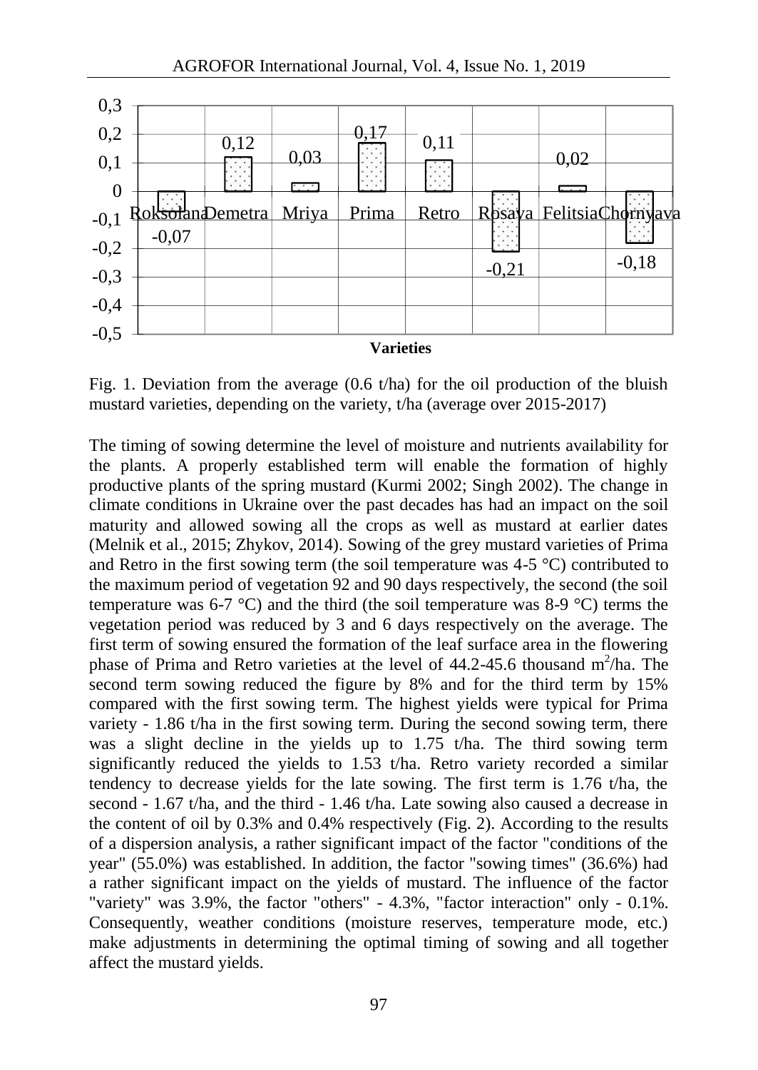Fig. 1. Deviation from the average (0.6 t/ha) for the oil production of the bluish mustard varieties, depending on the variety, t/ha (average over 2015-2017)

The timing of sowing determine the level of moisture and nutrients availability for the plants. A properly established term will enable the formation of highly productive plants of the spring mustard (Kurmi 2002; Singh 2002). The change in climate conditions in Ukraine over the past decades has had an impact on the soil maturity and allowed sowing all the crops as well as mustard at earlier dates (Melnik et al., 2015; Zhykov, 2014). Sowing of the grey mustard varieties of Prima and Retro in the first sowing term (the soil temperature was 4-5 °C) contributed to the maximum period of vegetation 92 and 90 days respectively, the second (the soil temperature was 6-7 °C) and the third (the soil temperature was 8-9 °C) terms the vegetation period was reduced by 3 and 6 days respectively on the average. The first term of sowing ensured the formation of the leaf surface area in the flowering phase of Prima and Retro varieties at the level of 44.2-45.6 thousand $m^2$/ha. The second term sowing reduced the figure by 8% and for the third term by 15% compared with the first sowing term. The highest yields were typical for Prima variety - 1.86 t/ha in the first sowing term. During the second sowing term, there was a slight decline in the yields up to 1.75 t/ha. The third sowing term significantly reduced the yields to 1.53 t/ha. Retro variety recorded a similar tendency to decrease yields for the late sowing. The first term is 1.76 t/ha, the second - 1.67 t/ha, and the third - 1.46 t/ha. Late sowing also caused a decrease in the content of oil by 0.3% and 0.4% respectively (Fig. 2). According to the results of a dispersion analysis, a rather significant impact of the factor "conditions of the year" (55.0%) was established. In addition, the factor "sowing times" (36.6%) had a rather significant impact on the yields of mustard. The influence of the factor "variety" was 3.9%, the factor "others" - 4.3%, "factor interaction" only - 0.1%. Consequently, weather conditions (moisture reserves, temperature mode, etc.) make adjustments in determining the optimal timing of sowing and all together affect the mustard yields.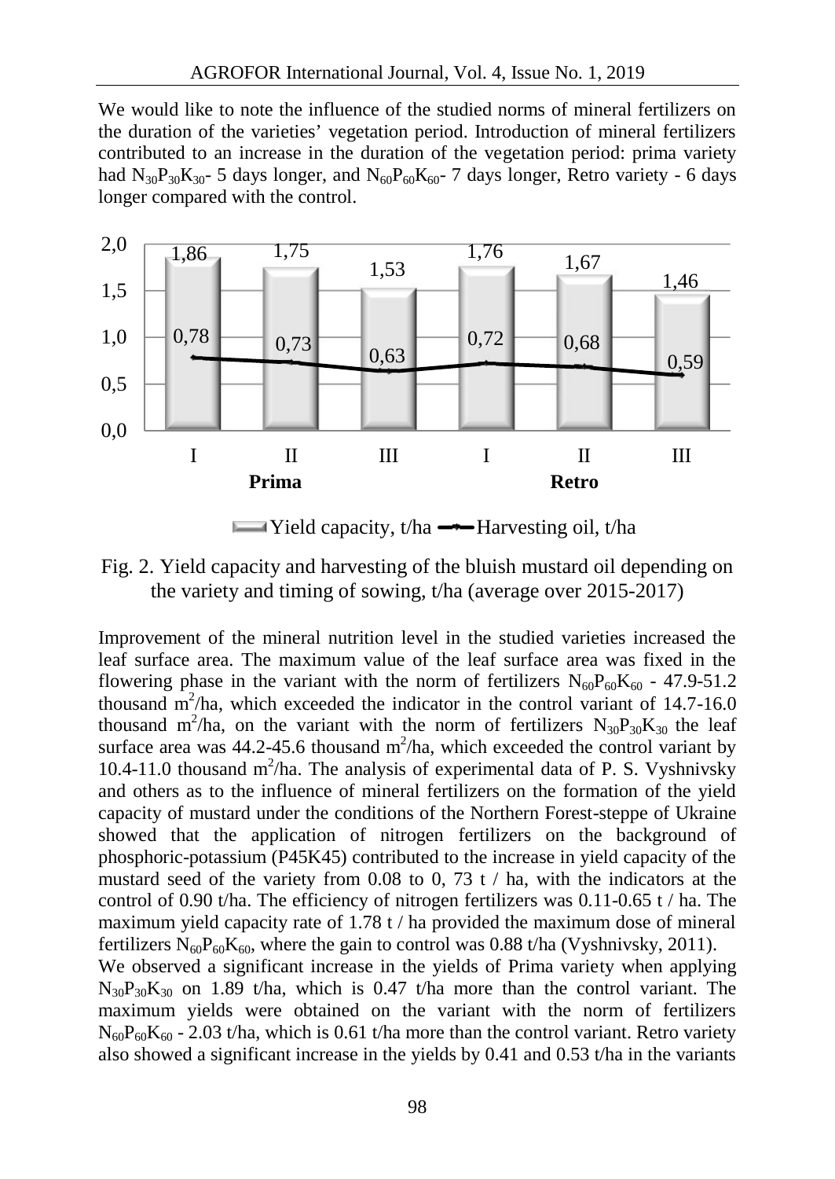We would like to note the influence of the studied norms of mineral fertilizers on the duration of the varieties' vegetation period. Introduction of mineral fertilizers contributed to an increase in the duration of the vegetation period: prima variety had $N_{30}P_{30}K_{30}$- 5 days longer, and $N_{60}P_{60}K_{60}$- 7 days longer, Retro variety - 6 days longer compared with the control.

Fig. 2. Yield capacity and harvesting of the bluish mustard oil depending on the variety and timing of sowing, t/ha (average over 2015-2017)

Improvement of the mineral nutrition level in the studied varieties increased the leaf surface area. The maximum value of the leaf surface area was fixed in the flowering phase in the variant with the norm of fertilizers $N_{60}P_{60}K_{60}$ - 47.9-51.2 thousand $m^2$/ha, which exceeded the indicator in the control variant of 14.7-16.0 thousand $m^2$/ha, on the variant with the norm of fertilizers $N_{30}P_{30}K_{30}$ the leaf surface area was 44.2-45.6 thousand $m^2$/ha, which exceeded the control variant by 10.4-11.0 thousand $m^2$/ha. The analysis of experimental data of P. S. Vyshnivsky and others as to the influence of mineral fertilizers on the formation of the yield capacity of mustard under the conditions of the Northern Forest-steppe of Ukraine showed that the application of nitrogen fertilizers on the background of phosphoric-potassium (P45K45) contributed to the increase in yield capacity of the mustard seed of the variety from 0.08 to 0, 73 t / ha, with the indicators at the control of 0.90 t/ha. The efficiency of nitrogen fertilizers was 0.11-0.65 t / ha. The maximum yield capacity rate of 1.78 t / ha provided the maximum dose of mineral fertilizers $N_{60}P_{60}K_{60}$, where the gain to control was 0.88 t/ha (Vyshnivsky, 2011).

We observed a significant increase in the yields of Prima variety when applying $N_{30}P_{30}K_{30}$ on 1.89 t/ha, which is 0.47 t/ha more than the control variant. The maximum yields were obtained on the variant with the norm of fertilizers $N_{60}P_{60}K_{60}$ - 2.03 t/ha, which is 0.61 t/ha more than the control variant. Retro variety also showed a significant increase in the yields by 0.41 and 0.53 t/ha in the variants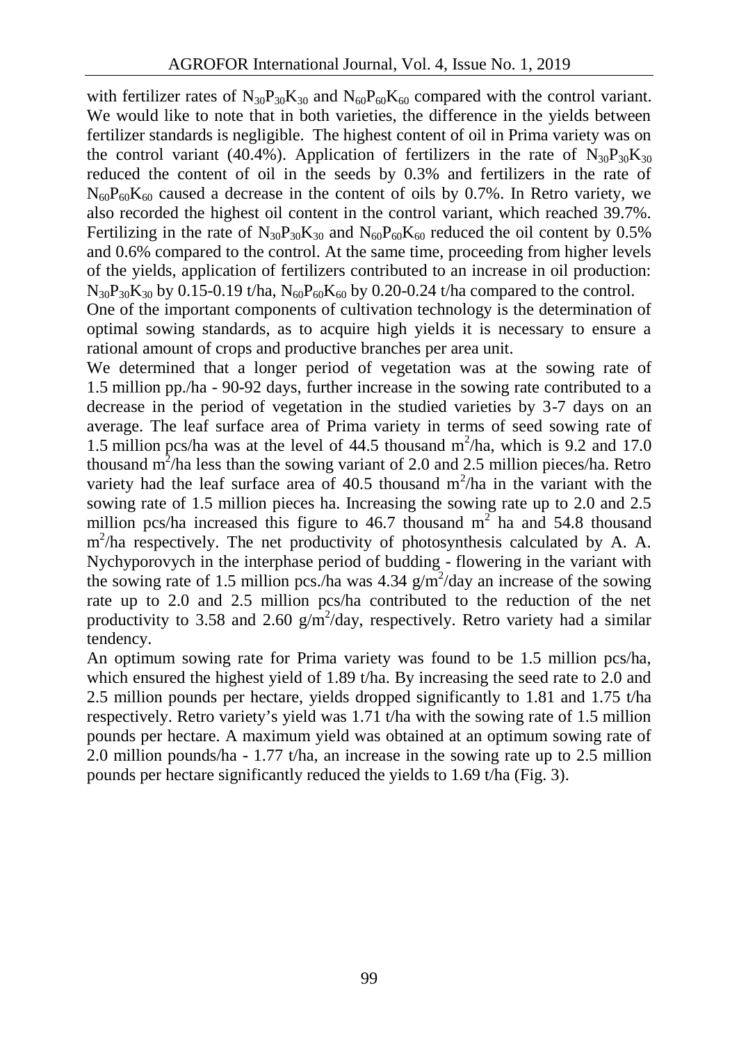with fertilizer rates of $N_{30}P_{30}K_{30}$ and $N_{60}P_{60}K_{60}$ compared with the control variant. We would like to note that in both varieties, the difference in the yields between fertilizer standards is negligible. The highest content of oil in Prima variety was on the control variant (40.4%). Application of fertilizers in the rate of $N_{30}P_{30}K_{30}$ reduced the content of oil in the seeds by 0.3% and fertilizers in the rate of $N_{60}P_{60}K_{60}$ caused a decrease in the content of oils by 0.7%. In Retro variety, we also recorded the highest oil content in the control variant, which reached 39.7%. Fertilizing in the rate of $N_{30}P_{30}K_{30}$ and $N_{60}P_{60}K_{60}$ reduced the oil content by 0.5% and 0.6% compared to the control. At the same time, proceeding from higher levels of the yields, application of fertilizers contributed to an increase in oil production: $N_{30}P_{30}K_{30}$ by 0.15-0.19 t/ha, $N_{60}P_{60}K_{60}$ by 0.20-0.24 t/ha compared to the control.

One of the important components of cultivation technology is the determination of optimal sowing standards, as to acquire high yields it is necessary to ensure a rational amount of crops and productive branches per area unit.

We determined that a longer period of vegetation was at the sowing rate of 1.5 million pp./ha - 90-92 days, further increase in the sowing rate contributed to a decrease in the period of vegetation in the studied varieties by 3-7 days on an average. The leaf surface area of Prima variety in terms of seed sowing rate of 1.5 million pcs/ha was at the level of 44.5 thousand $m^2$/ha, which is 9.2 and 17.0 thousand $m^2$/ha less than the sowing variant of 2.0 and 2.5 million pieces/ha. Retro variety had the leaf surface area of 40.5 thousand $m^2$/ha in the variant with the sowing rate of 1.5 million pieces ha. Increasing the sowing rate up to 2.0 and 2.5 million pcs/ha increased this figure to 46.7 thousand $m^2$ ha and 54.8 thousand $m^2$/ha respectively. The net productivity of photosynthesis calculated by A. A. Nychyporovych in the interphase period of budding - flowering in the variant with the sowing rate of 1.5 million pcs./ha was 4.34 g/$m^2$/day an increase of the sowing rate up to 2.0 and 2.5 million pcs/ha contributed to the reduction of the net productivity to 3.58 and 2.60 g/$m^2$/day, respectively. Retro variety had a similar tendency.

An optimum sowing rate for Prima variety was found to be 1.5 million pcs/ha, which ensured the highest yield of 1.89 t/ha. By increasing the seed rate to 2.0 and 2.5 million pounds per hectare, yields dropped significantly to 1.81 and 1.75 t/ha respectively. Retro variety's yield was 1.71 t/ha with the sowing rate of 1.5 million pounds per hectare. A maximum yield was obtained at an optimum sowing rate of 2.0 million pounds/ha - 1.77 t/ha, an increase in the sowing rate up to 2.5 million pounds per hectare significantly reduced the yields to 1.69 t/ha (Fig. 3).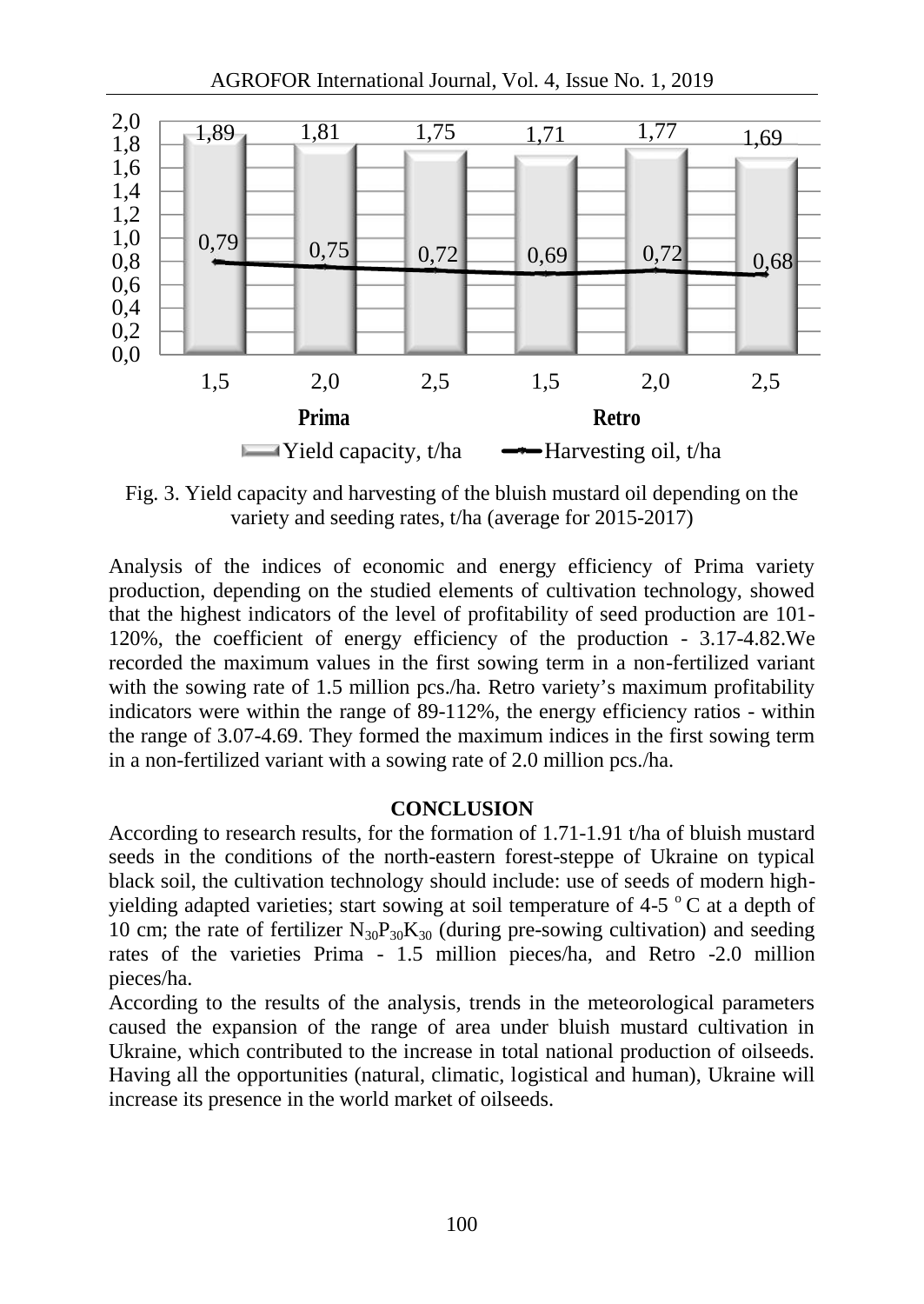| Variety | Seeding rate | Yield capacity, t/ha | Harvesting oil, t/ha |
|---|---|---|---|
| Prima | 1,5 | 1,89 | 0,79 |
| Prima | 2,0 | 1,81 | 0,75 |
| Prima | 2,5 | 1,75 | 0,72 |
| Retro | 1,5 | 1,71 | 0,69 |
| Retro | 2,0 | 1,77 | 0,72 |
| Retro | 2,5 | 1,69 | 0,68 |

Fig. 3. Yield capacity and harvesting of the bluish mustard oil depending on the variety and seeding rates, t/ha (average for 2015-2017)

Analysis of the indices of economic and energy efficiency of Prima variety production, depending on the studied elements of cultivation technology, showed that the highest indicators of the level of profitability of seed production are 101-120%, the coefficient of energy efficiency of the production - 3.17-4.82.We recorded the maximum values in the first sowing term in a non-fertilized variant with the sowing rate of 1.5 million pcs./ha. Retro variety's maximum profitability indicators were within the range of 89-112%, the energy efficiency ratios - within the range of 3.07-4.69. They formed the maximum indices in the first sowing term in a non-fertilized variant with a sowing rate of 2.0 million pcs./ha.

## CONCLUSION

According to research results, for the formation of 1.71-1.91 t/ha of bluish mustard seeds in the conditions of the north-eastern forest-steppe of Ukraine on typical black soil, the cultivation technology should include: use of seeds of modern high-yielding adapted varieties; start sowing at soil temperature of 4-5 °C at a depth of 10 cm; the rate of fertilizer $N_{30}P_{30}K_{30}$ (during pre-sowing cultivation) and seeding rates of the varieties Prima - 1.5 million pieces/ha, and Retro -2.0 million pieces/ha.

According to the results of the analysis, trends in the meteorological parameters caused the expansion of the range of area under bluish mustard cultivation in Ukraine, which contributed to the increase in total national production of oilseeds. Having all the opportunities (natural, climatic, logistical and human), Ukraine will increase its presence in the world market of oilseeds.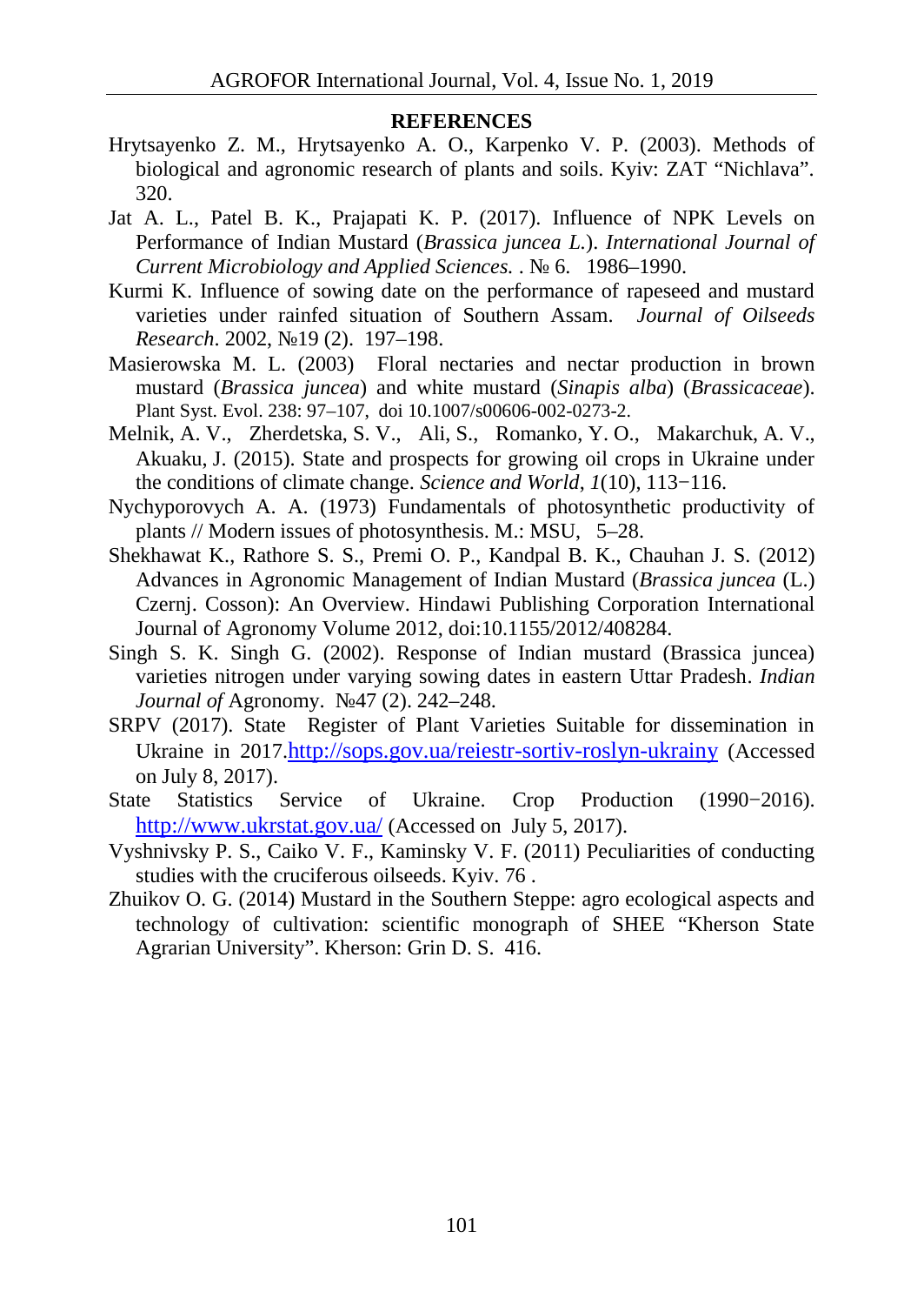## REFERENCES

Hrytsayenko Z. M., Hrytsayenko A. O., Karpenko V. P. (2003). Methods of biological and agronomic research of plants and soils. Kyiv: ZAT "Nichlava". 320.

Jat A. L., Patel B. K., Prajapati K. P. (2017). Influence of NPK Levels on Performance of Indian Mustard (*Brassica juncea L.*). *International Journal of Current Microbiology and Applied Sciences.* . № 6. 1986–1990.

Kurmi K. Influence of sowing date on the performance of rapeseed and mustard varieties under rainfed situation of Southern Assam. *Journal of Oilseeds Research*. 2002, №19 (2). 197–198.

Masierowska M. L. (2003) Floral nectaries and nectar production in brown mustard (*Brassica juncea*) and white mustard (*Sinapis alba*) (*Brassicaceae*). Plant Syst. Evol. 238: 97–107, doi 10.1007/s00606-002-0273-2.

Melnik, A. V., Zherdetska, S. V., Ali, S., Romanko, Y. O., Makarchuk, A. V., Akuaku, J. (2015). State and prospects for growing oil crops in Ukraine under the conditions of climate change. *Science and World*, *1*(10), 113−116.

Nychyporovych A. A. (1973) Fundamentals of photosynthetic productivity of plants // Modern issues of photosynthesis. M.: MSU, 5–28.

Shekhawat K., Rathore S. S., Premi O. P., Kandpal B. K., Chauhan J. S. (2012) Advances in Agronomic Management of Indian Mustard (*Brassica juncea* (L.) Czernj. Cosson): An Overview. Hindawi Publishing Corporation International Journal of Agronomy Volume 2012, doi:10.1155/2012/408284.

Singh S. K. Singh G. (2002). Response of Indian mustard (Brassica juncea) varieties nitrogen under varying sowing dates in eastern Uttar Pradesh. *Indian Journal of* Agronomy. №47 (2). 242–248.

SRPV (2017). State Register of Plant Varieties Suitable for dissemination in Ukraine in 2017.http://sops.gov.ua/reiestr-sortiv-roslyn-ukrainy (Accessed on July 8, 2017).

State Statistics Service of Ukraine. Crop Production (1990−2016). http://www.ukrstat.gov.ua/ (Accessed on July 5, 2017).

Vyshnivsky P. S., Caiko V. F., Kaminsky V. F. (2011) Peculiarities of conducting studies with the cruciferous oilseeds. Kyiv. 76 .

Zhuikov O. G. (2014) Mustard in the Southern Steppe: agro ecological aspects and technology of cultivation: scientific monograph of SHEE "Kherson State Agrarian University". Kherson: Grin D. S. 416.